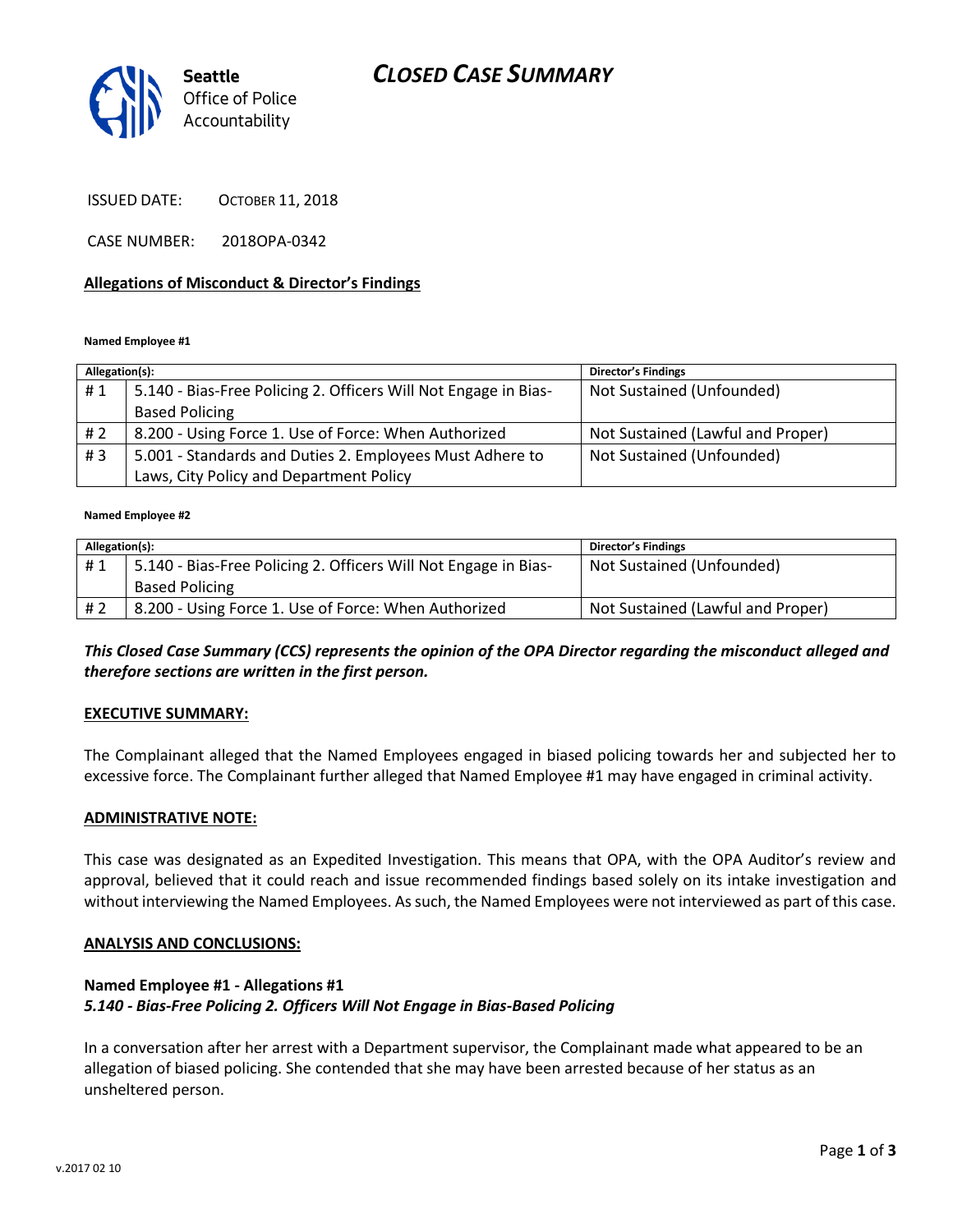Seattle Office of Police Accountability

# CLOSED CASE SUMMARY

ISSUED DATE: OCTOBER 11, 2018

CASE NUMBER: 2018OPA-0342

## Allegations of Misconduct & Director's Findings

**Named Employee #1**

| Allegation(s): | | Director's Findings |
|---|---|---|
| # 1 | 5.140 - Bias-Free Policing 2. Officers Will Not Engage in Bias-Based Policing | Not Sustained (Unfounded) |
| # 2 | 8.200 - Using Force 1. Use of Force: When Authorized | Not Sustained (Lawful and Proper) |
| # 3 | 5.001 - Standards and Duties 2. Employees Must Adhere to Laws, City Policy and Department Policy | Not Sustained (Unfounded) |

**Named Employee #2**

| Allegation(s): | | Director's Findings |
|---|---|---|
| # 1 | 5.140 - Bias-Free Policing 2. Officers Will Not Engage in Bias-Based Policing | Not Sustained (Unfounded) |
| # 2 | 8.200 - Using Force 1. Use of Force: When Authorized | Not Sustained (Lawful and Proper) |

***This Closed Case Summary (CCS) represents the opinion of the OPA Director regarding the misconduct alleged and therefore sections are written in the first person.***

## EXECUTIVE SUMMARY:

The Complainant alleged that the Named Employees engaged in biased policing towards her and subjected her to excessive force. The Complainant further alleged that Named Employee #1 may have engaged in criminal activity.

## ADMINISTRATIVE NOTE:

This case was designated as an Expedited Investigation. This means that OPA, with the OPA Auditor's review and approval, believed that it could reach and issue recommended findings based solely on its intake investigation and without interviewing the Named Employees. As such, the Named Employees were not interviewed as part of this case.

## ANALYSIS AND CONCLUSIONS:

**Named Employee #1 - Allegations #1**
***5.140 - Bias-Free Policing 2. Officers Will Not Engage in Bias-Based Policing***

In a conversation after her arrest with a Department supervisor, the Complainant made what appeared to be an allegation of biased policing. She contended that she may have been arrested because of her status as an unsheltered person.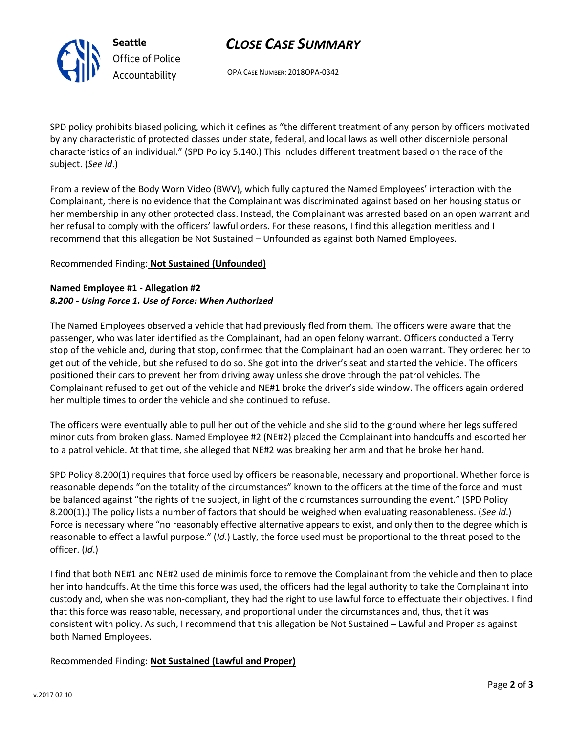SPD policy prohibits biased policing, which it defines as "the different treatment of any person by officers motivated by any characteristic of protected classes under state, federal, and local laws as well other discernible personal characteristics of an individual." (SPD Policy 5.140.) This includes different treatment based on the race of the subject. (*See id*.)

From a review of the Body Worn Video (BWV), which fully captured the Named Employees' interaction with the Complainant, there is no evidence that the Complainant was discriminated against based on her housing status or her membership in any other protected class. Instead, the Complainant was arrested based on an open warrant and her refusal to comply with the officers' lawful orders. For these reasons, I find this allegation meritless and I recommend that this allegation be Not Sustained – Unfounded as against both Named Employees.

Recommended Finding: **Not Sustained (Unfounded)**

**Named Employee #1 - Allegation #2**
***8.200 - Using Force 1. Use of Force: When Authorized***

The Named Employees observed a vehicle that had previously fled from them. The officers were aware that the passenger, who was later identified as the Complainant, had an open felony warrant. Officers conducted a Terry stop of the vehicle and, during that stop, confirmed that the Complainant had an open warrant. They ordered her to get out of the vehicle, but she refused to do so. She got into the driver's seat and started the vehicle. The officers positioned their cars to prevent her from driving away unless she drove through the patrol vehicles. The Complainant refused to get out of the vehicle and NE#1 broke the driver's side window. The officers again ordered her multiple times to order the vehicle and she continued to refuse.

The officers were eventually able to pull her out of the vehicle and she slid to the ground where her legs suffered minor cuts from broken glass. Named Employee #2 (NE#2) placed the Complainant into handcuffs and escorted her to a patrol vehicle. At that time, she alleged that NE#2 was breaking her arm and that he broke her hand.

SPD Policy 8.200(1) requires that force used by officers be reasonable, necessary and proportional. Whether force is reasonable depends "on the totality of the circumstances" known to the officers at the time of the force and must be balanced against "the rights of the subject, in light of the circumstances surrounding the event." (SPD Policy 8.200(1).) The policy lists a number of factors that should be weighed when evaluating reasonableness. (*See id*.) Force is necessary where "no reasonably effective alternative appears to exist, and only then to the degree which is reasonable to effect a lawful purpose." (*Id*.) Lastly, the force used must be proportional to the threat posed to the officer. (*Id*.)

I find that both NE#1 and NE#2 used de minimis force to remove the Complainant from the vehicle and then to place her into handcuffs. At the time this force was used, the officers had the legal authority to take the Complainant into custody and, when she was non-compliant, they had the right to use lawful force to effectuate their objectives. I find that this force was reasonable, necessary, and proportional under the circumstances and, thus, that it was consistent with policy. As such, I recommend that this allegation be Not Sustained – Lawful and Proper as against both Named Employees.

Recommended Finding: **Not Sustained (Lawful and Proper)**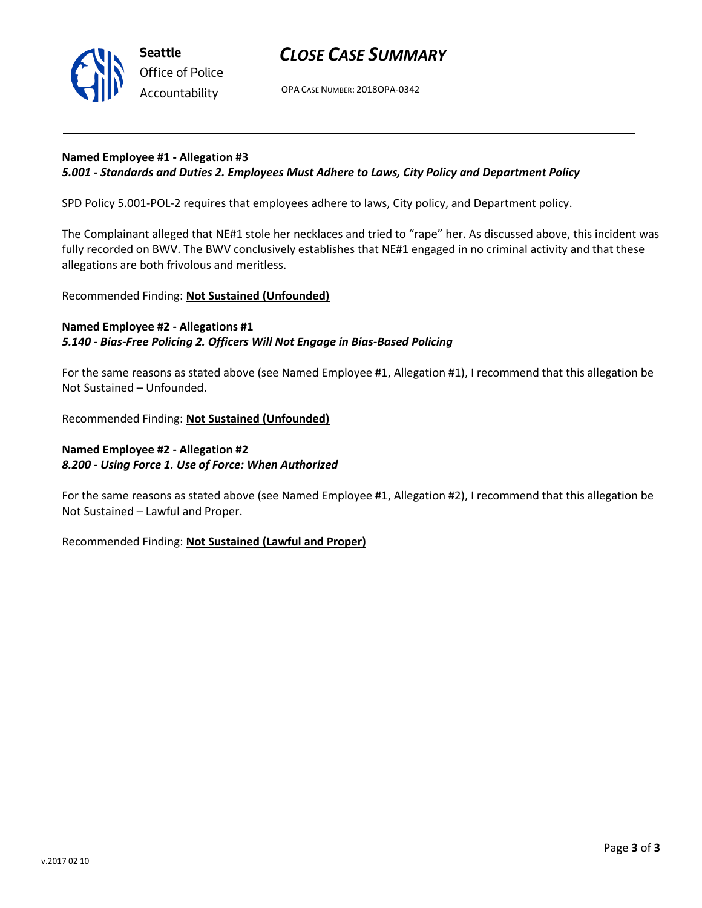**Named Employee #1 - Allegation #3**
***5.001 - Standards and Duties 2. Employees Must Adhere to Laws, City Policy and Department Policy***

SPD Policy 5.001-POL-2 requires that employees adhere to laws, City policy, and Department policy.

The Complainant alleged that NE#1 stole her necklaces and tried to "rape" her. As discussed above, this incident was fully recorded on BWV. The BWV conclusively establishes that NE#1 engaged in no criminal activity and that these allegations are both frivolous and meritless.

Recommended Finding: **Not Sustained (Unfounded)**

**Named Employee #2 - Allegations #1**
***5.140 - Bias-Free Policing 2. Officers Will Not Engage in Bias-Based Policing***

For the same reasons as stated above (see Named Employee #1, Allegation #1), I recommend that this allegation be Not Sustained – Unfounded.

Recommended Finding: **Not Sustained (Unfounded)**

**Named Employee #2 - Allegation #2**
***8.200 - Using Force 1. Use of Force: When Authorized***

For the same reasons as stated above (see Named Employee #1, Allegation #2), I recommend that this allegation be Not Sustained – Lawful and Proper.

Recommended Finding: **Not Sustained (Lawful and Proper)**